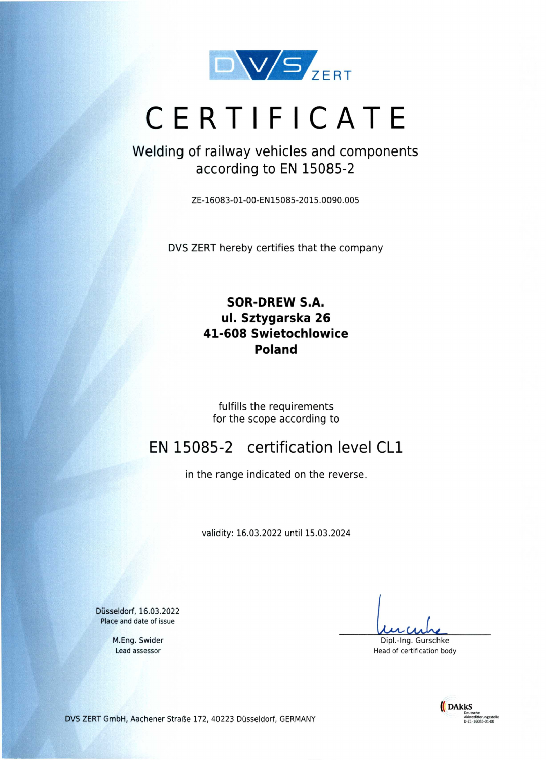DVS ZERT

# CERTIFICATE

## Welding of railway vehicles and components according to EN 15085-2

ZE-16083-01-00-EN15085-2015.0090.005

DVS ZERT hereby certifies that the company

**SOR-DREW S.A.**
**ul. Sztygarska 26**
**41-608 Swietochlowice**
**Poland**

fulfills the requirements
for the scope according to

## EN 15085-2 certification level CL1

in the range indicated on the reverse.

validity: 16.03.2022 until 15.03.2024

Düsseldorf, 16.03.2022
Place and date of issue

M.Eng. Swider
Lead assessor

Dipl.-Ing. Gurschke
Head of certification body

DVS ZERT GmbH, Aachener Straße 172, 40223 Düsseldorf, GERMANY

DAkkS
Deutsche Akkreditierungsstelle
D-ZE-16083-01-00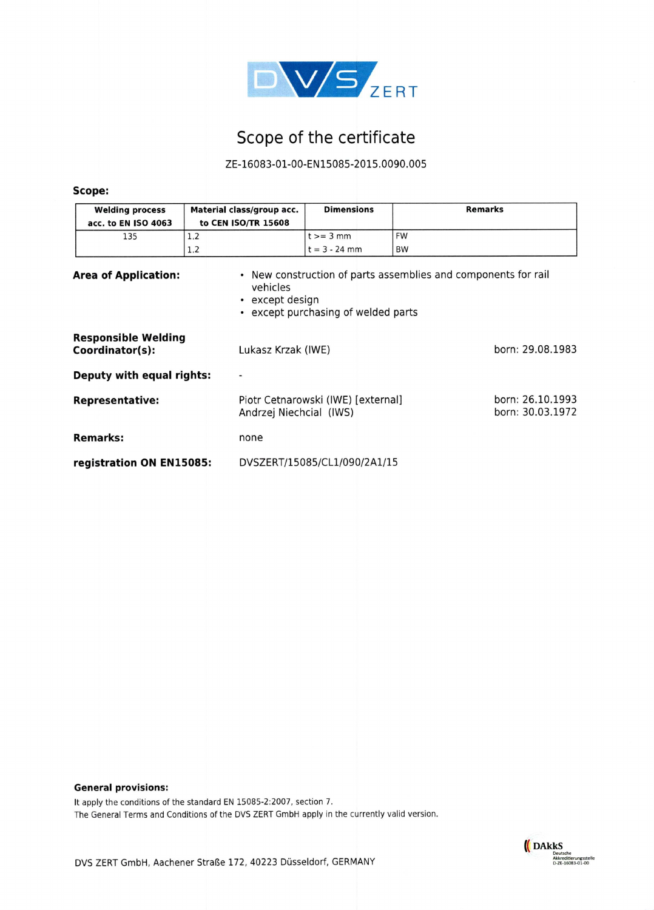DVS ZERT

# Scope of the certificate

ZE-16083-01-00-EN15085-2015.0090.005

**Scope:**

| Welding process acc. to EN ISO 4063 | Material class/group acc. to CEN ISO/TR 15608 | Dimensions | Remarks |
|---|---|---|---|
| 135 | 1.2 | t >= 3 mm | FW |
| | 1.2 | t = 3 - 24 mm | BW |

**Area of Application:**

- New construction of parts assemblies and components for rail vehicles
- except design
- except purchasing of welded parts

**Responsible Welding Coordinator(s):** Lukasz Krzak (IWE) born: 29.08.1983

**Deputy with equal rights:** -

**Representative:** Piotr Cetnarowski (IWE) [external] born: 26.10.1993
Andrzej Niechcial (IWS) born: 30.03.1972

**Remarks:** none

**registration ON EN15085:** DVSZERT/15085/CL1/090/2A1/15

**General provisions:**

It apply the conditions of the standard EN 15085-2:2007, section 7.
The General Terms and Conditions of the DVS ZERT GmbH apply in the currently valid version.

DVS ZERT GmbH, Aachener Straße 172, 40223 Düsseldorf, GERMANY

DAkkS Deutsche Akkreditierungsstelle D-ZE-16083-01-00